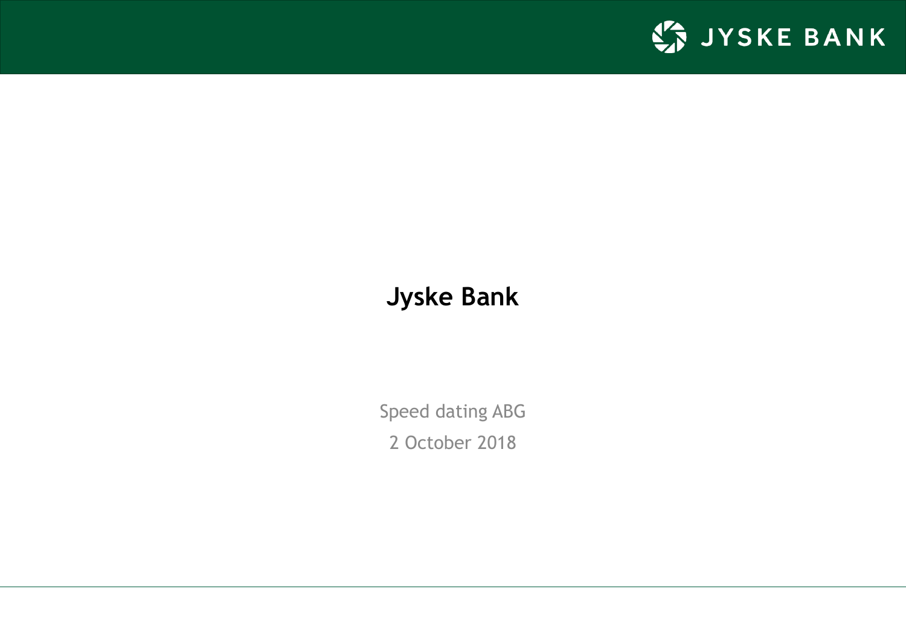# Jyske Bank

Speed dating ABG

2 October 2018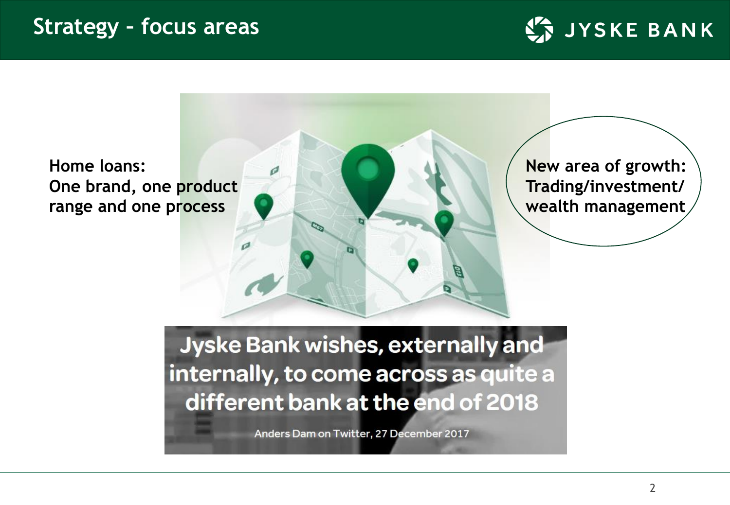# Strategy – focus areas

**Home loans:**
**One brand, one product range and one process**

**New area of growth:**
**Trading/investment/ wealth management**

**Jyske Bank wishes, externally and internally, to come across as quite a different bank at the end of 2018**

Anders Dam on Twitter, 27 December 2017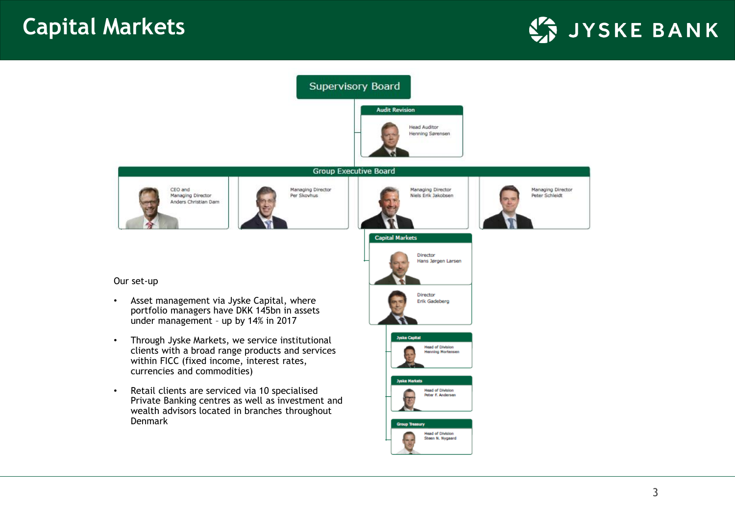# Capital Markets

Supervisory Board

Audit Revision
- Head Auditor Henning Sørensen

Group Executive Board
- CEO and Managing Director Anders Christian Dam
- Managing Director Per Skovhus
- Managing Director Niels Erik Jakobsen
- Managing Director Peter Schleidt

Capital Markets
- Director Hans Jørgen Larsen
- Director Erik Gadeberg

Jyske Capital
- Head of Division Henning Mortensen

Jyske Markets
- Head of Division Peter F. Andersen

Group Treasury
- Head of Division Steen N. Nygaard

Our set-up

- Asset management via Jyske Capital, where portfolio managers have DKK 145bn in assets under management – up by 14% in 2017
- Through Jyske Markets, we service institutional clients with a broad range products and services within FICC (fixed income, interest rates, currencies and commodities)
- Retail clients are serviced via 10 specialised Private Banking centres as well as investment and wealth advisors located in branches throughout Denmark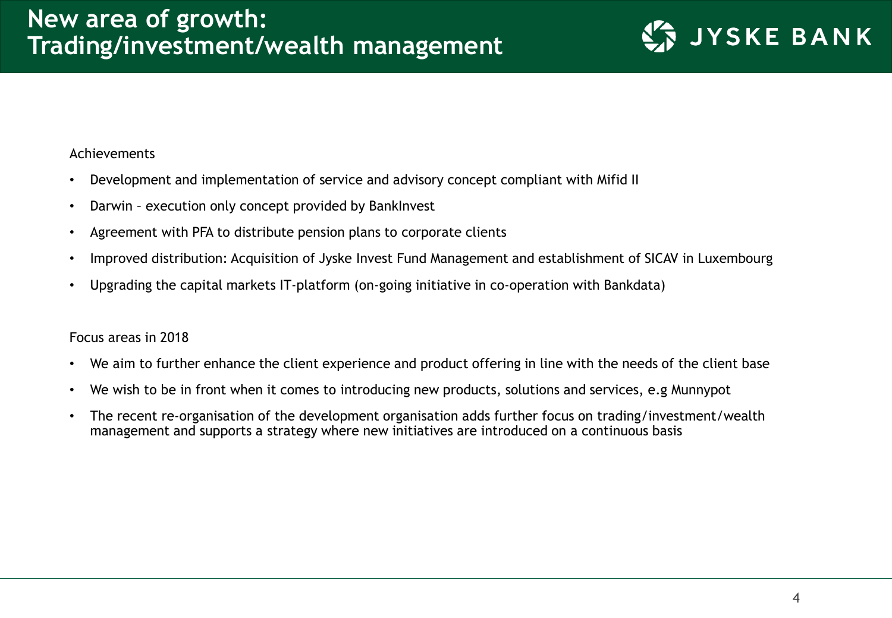# New area of growth: Trading/investment/wealth management

Achievements

- Development and implementation of service and advisory concept compliant with Mifid II
- Darwin – execution only concept provided by BankInvest
- Agreement with PFA to distribute pension plans to corporate clients
- Improved distribution: Acquisition of Jyske Invest Fund Management and establishment of SICAV in Luxembourg
- Upgrading the capital markets IT-platform (on-going initiative in co-operation with Bankdata)

Focus areas in 2018

- We aim to further enhance the client experience and product offering in line with the needs of the client base
- We wish to be in front when it comes to introducing new products, solutions and services, e.g Munnypot
- The recent re-organisation of the development organisation adds further focus on trading/investment/wealth management and supports a strategy where new initiatives are introduced on a continuous basis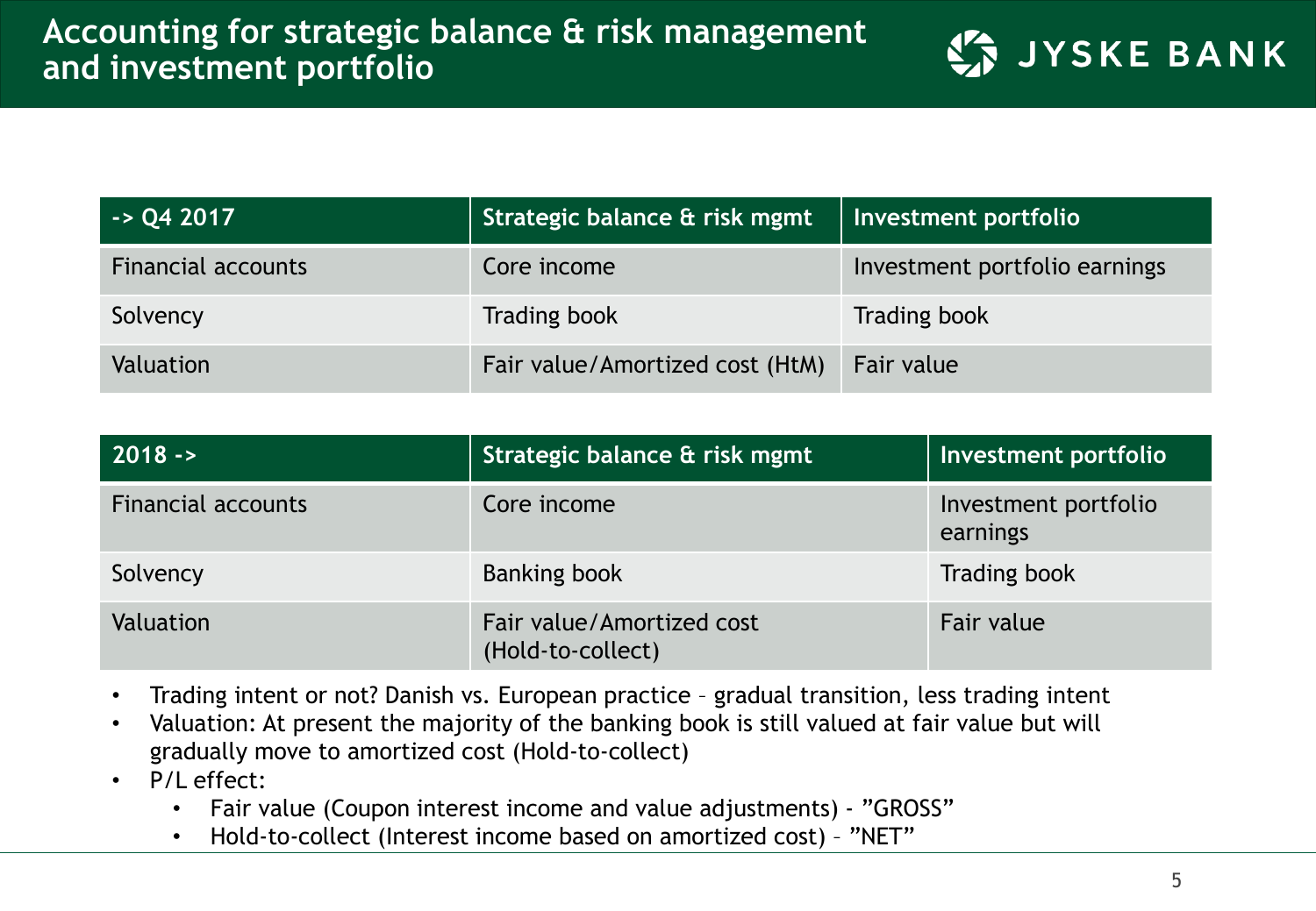# Accounting for strategic balance & risk management and investment portfolio

| -> Q4 2017 | Strategic balance & risk mgmt | Investment portfolio |
| --- | --- | --- |
| Financial accounts | Core income | Investment portfolio earnings |
| Solvency | Trading book | Trading book |
| Valuation | Fair value/Amortized cost (HtM) | Fair value |

| 2018 -> | Strategic balance & risk mgmt | Investment portfolio |
| --- | --- | --- |
| Financial accounts | Core income | Investment portfolio earnings |
| Solvency | Banking book | Trading book |
| Valuation | Fair value/Amortized cost (Hold-to-collect) | Fair value |

- Trading intent or not? Danish vs. European practice – gradual transition, less trading intent
- Valuation: At present the majority of the banking book is still valued at fair value but will gradually move to amortized cost (Hold-to-collect)
- P/L effect:
  - Fair value (Coupon interest income and value adjustments) - "GROSS"
  - Hold-to-collect (Interest income based on amortized cost) – "NET"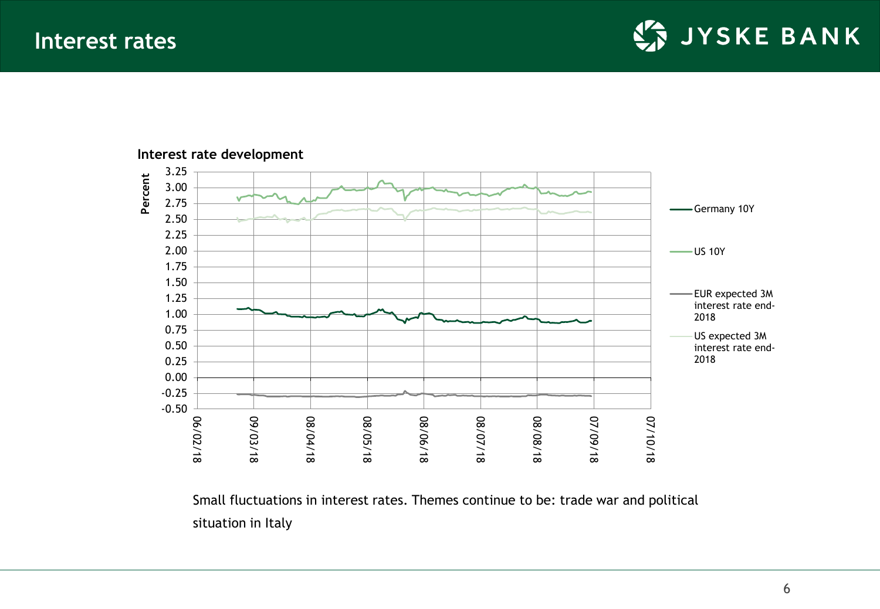# Interest rates

**Interest rate development**

Percent

Germany 10Y

US 10Y

EUR expected 3M interest rate end-2018

US expected 3M interest rate end-2018

Small fluctuations in interest rates. Themes continue to be: trade war and political situation in Italy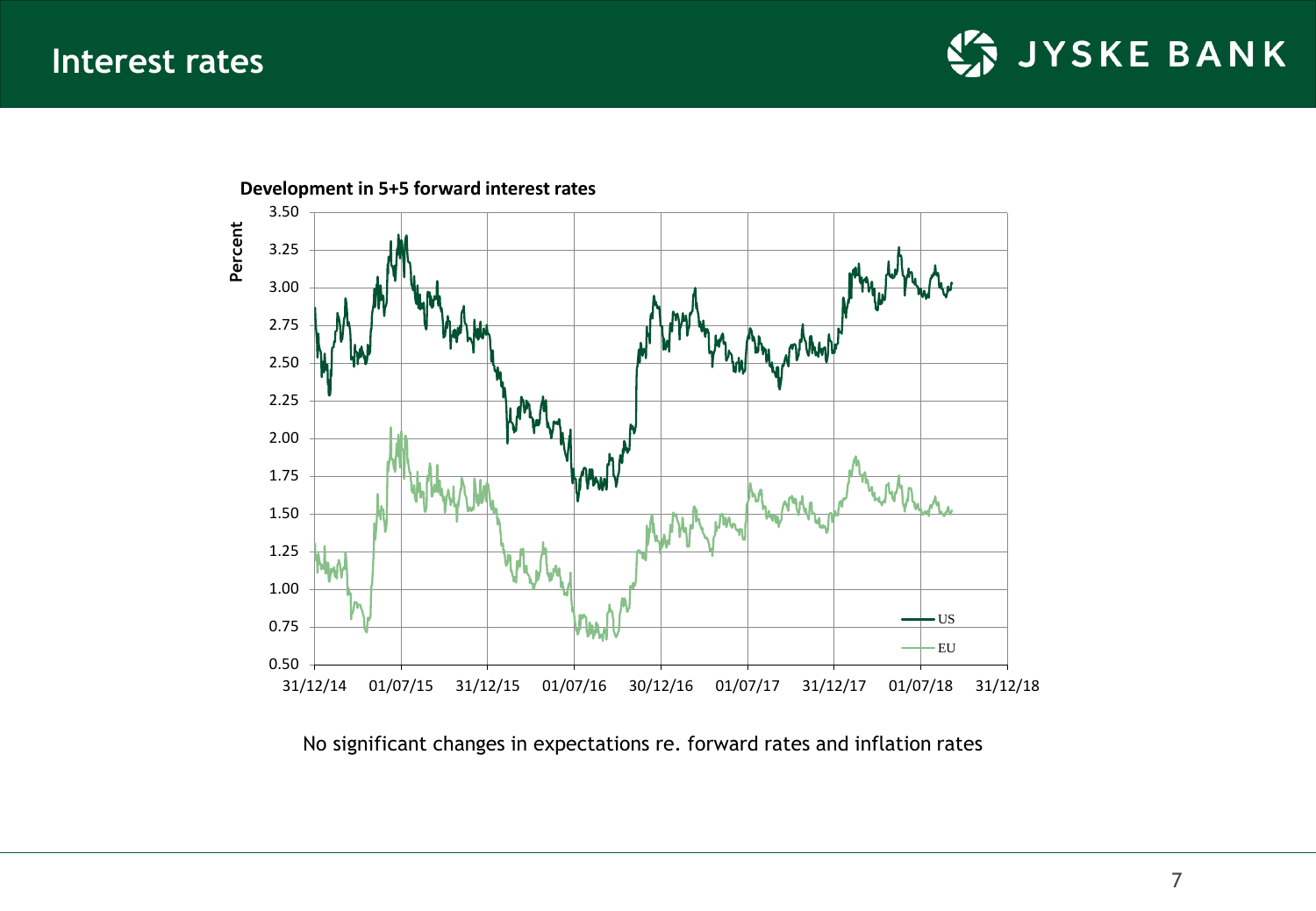# Interest rates

**Development in 5+5 forward interest rates**

No significant changes in expectations re. forward rates and inflation rates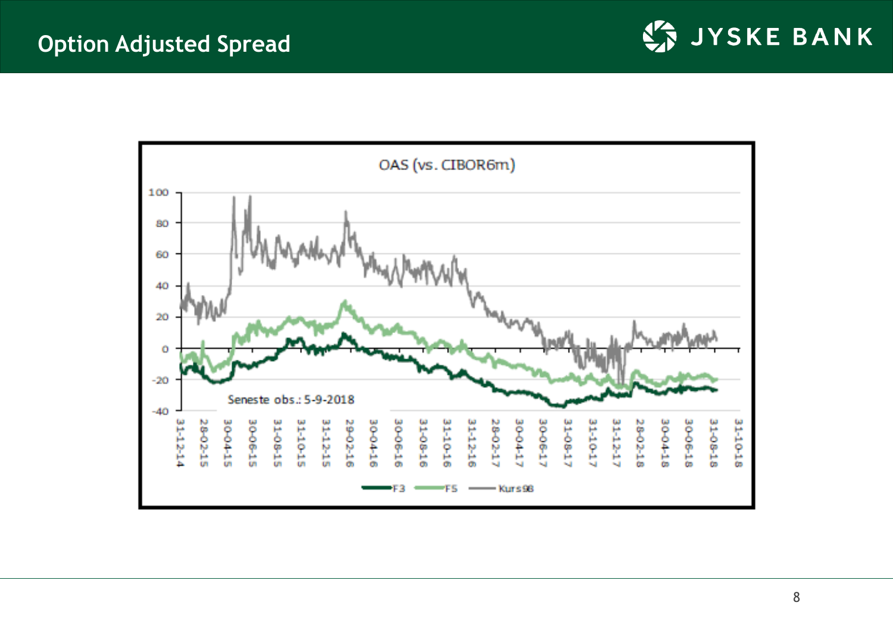# Option Adjusted Spread

OAS (vs. CIBOR6m)

Seneste obs.: 5-9-2018

F3 — F5 — Kurs 98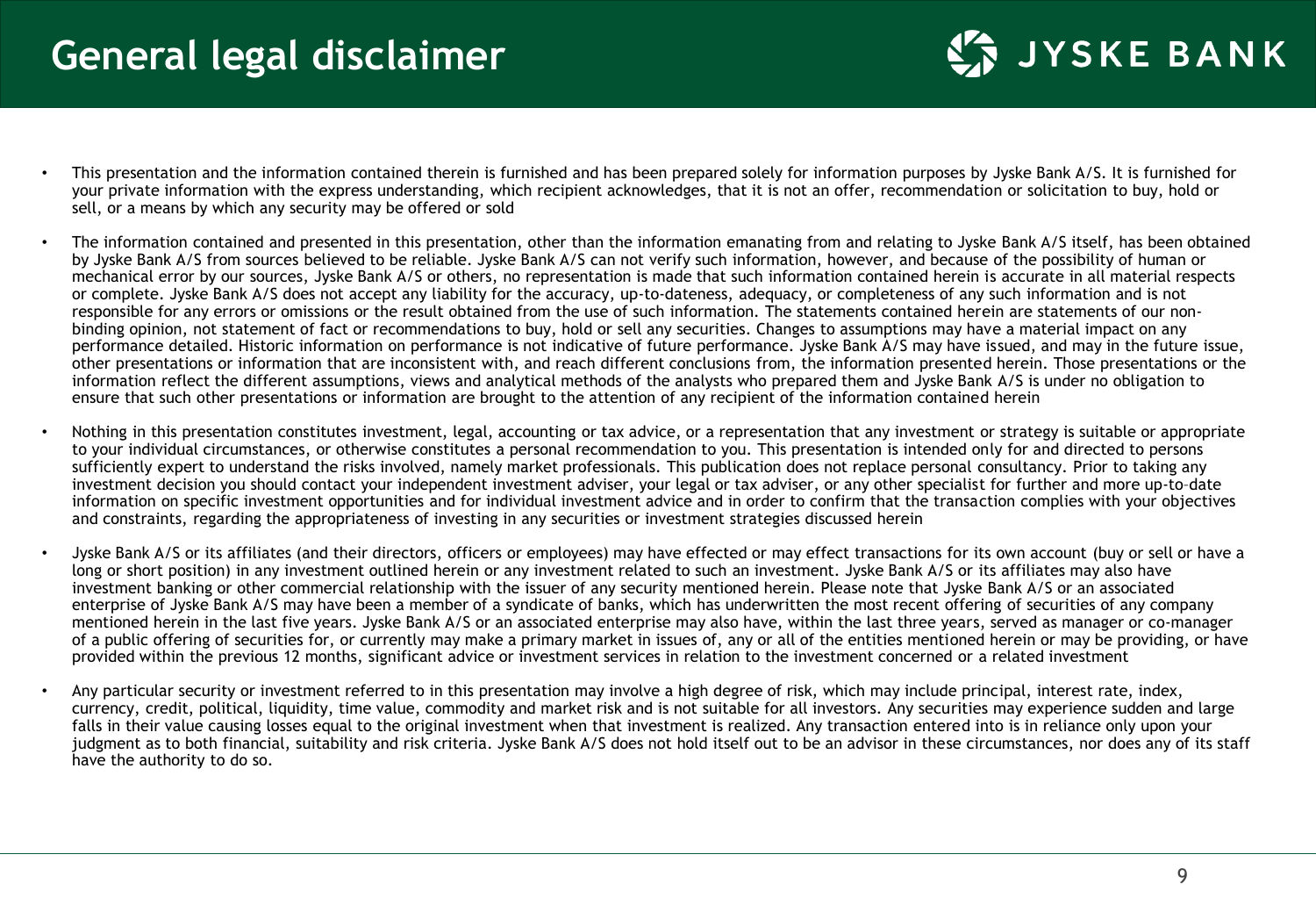# General legal disclaimer

JYSKE BANK

- This presentation and the information contained therein is furnished and has been prepared solely for information purposes by Jyske Bank A/S. It is furnished for your private information with the express understanding, which recipient acknowledges, that it is not an offer, recommendation or solicitation to buy, hold or sell, or a means by which any security may be offered or sold
- The information contained and presented in this presentation, other than the information emanating from and relating to Jyske Bank A/S itself, has been obtained by Jyske Bank A/S from sources believed to be reliable. Jyske Bank A/S can not verify such information, however, and because of the possibility of human or mechanical error by our sources, Jyske Bank A/S or others, no representation is made that such information contained herein is accurate in all material respects or complete. Jyske Bank A/S does not accept any liability for the accuracy, up-to-dateness, adequacy, or completeness of any such information and is not responsible for any errors or omissions or the result obtained from the use of such information. The statements contained herein are statements of our non-binding opinion, not statement of fact or recommendations to buy, hold or sell any securities. Changes to assumptions may have a material impact on any performance detailed. Historic information on performance is not indicative of future performance. Jyske Bank A/S may have issued, and may in the future issue, other presentations or information that are inconsistent with, and reach different conclusions from, the information presented herein. Those presentations or the information reflect the different assumptions, views and analytical methods of the analysts who prepared them and Jyske Bank A/S is under no obligation to ensure that such other presentations or information are brought to the attention of any recipient of the information contained herein
- Nothing in this presentation constitutes investment, legal, accounting or tax advice, or a representation that any investment or strategy is suitable or appropriate to your individual circumstances, or otherwise constitutes a personal recommendation to you. This presentation is intended only for and directed to persons sufficiently expert to understand the risks involved, namely market professionals. This publication does not replace personal consultancy. Prior to taking any investment decision you should contact your independent investment adviser, your legal or tax adviser, or any other specialist for further and more up-to-date information on specific investment opportunities and for individual investment advice and in order to confirm that the transaction complies with your objectives and constraints, regarding the appropriateness of investing in any securities or investment strategies discussed herein
- Jyske Bank A/S or its affiliates (and their directors, officers or employees) may have effected or may effect transactions for its own account (buy or sell or have a long or short position) in any investment outlined herein or any investment related to such an investment. Jyske Bank A/S or its affiliates may also have investment banking or other commercial relationship with the issuer of any security mentioned herein. Please note that Jyske Bank A/S or an associated enterprise of Jyske Bank A/S may have been a member of a syndicate of banks, which has underwritten the most recent offering of securities of any company mentioned herein in the last five years. Jyske Bank A/S or an associated enterprise may also have, within the last three years, served as manager or co-manager of a public offering of securities for, or currently may make a primary market in issues of, any or all of the entities mentioned herein or may be providing, or have provided within the previous 12 months, significant advice or investment services in relation to the investment concerned or a related investment
- Any particular security or investment referred to in this presentation may involve a high degree of risk, which may include principal, interest rate, index, currency, credit, political, liquidity, time value, commodity and market risk and is not suitable for all investors. Any securities may experience sudden and large falls in their value causing losses equal to the original investment when that investment is realized. Any transaction entered into is in reliance only upon your judgment as to both financial, suitability and risk criteria. Jyske Bank A/S does not hold itself out to be an advisor in these circumstances, nor does any of its staff have the authority to do so.